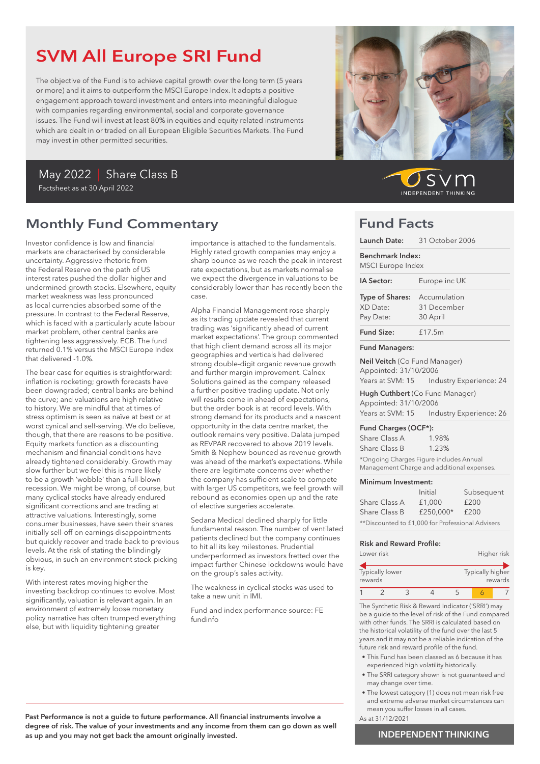# SVM All Europe SRI Fund

The objective of the Fund is to achieve capital growth over the long term (5 years or more) and it aims to outperform the MSCI Europe Index. It adopts a positive engagement approach toward investment and enters into meaningful dialogue with companies regarding environmental, social and corporate governance issues. The Fund will invest at least 80% in equities and equity related instruments which are dealt in or traded on all European Eligible Securities Markets. The Fund may invest in other permitted securities.

May 2022 | Share Class B

Factsheet as at 30 April 2022

svm INDEPENDENT THINKING

## Monthly Fund Commentary

Investor confidence is low and financial markets are characterised by considerable uncertainty. Aggressive rhetoric from the Federal Reserve on the path of US interest rates pushed the dollar higher and undermined growth stocks. Elsewhere, equity market weakness was less pronounced as local currencies absorbed some of the pressure. In contrast to the Federal Reserve, which is faced with a particularly acute labour market problem, other central banks are tightening less aggressively. ECB. The fund returned 0.1% versus the MSCI Europe Index that delivered -1.0%.

The bear case for equities is straightforward: inflation is rocketing; growth forecasts have been downgraded; central banks are behind the curve; and valuations are high relative to history. We are mindful that at times of stress optimism is seen as naïve at best or at worst cynical and self-serving. We do believe, though, that there are reasons to be positive. Equity markets function as a discounting mechanism and financial conditions have already tightened considerably. Growth may slow further but we feel this is more likely to be a growth 'wobble' than a full-blown recession. We might be wrong, of course, but many cyclical stocks have already endured significant corrections and are trading at attractive valuations. Interestingly, some consumer businesses, have seen their shares initially sell-off on earnings disappointments but quickly recover and trade back to previous levels. At the risk of stating the blindingly obvious, in such an environment stock-picking is key.

With interest rates moving higher the investing backdrop continues to evolve. Most significantly, valuation is relevant again. In an environment of extremely loose monetary policy narrative has often trumped everything else, but with liquidity tightening greater importance is attached to the fundamentals. Highly rated growth companies may enjoy a sharp bounce as we reach the peak in interest rate expectations, but as markets normalise we expect the divergence in valuations to be considerably lower than has recently been the case.

Alpha Financial Management rose sharply as its trading update revealed that current trading was 'significantly ahead of current market expectations'. The group commented that high client demand across all its major geographies and verticals had delivered strong double-digit organic revenue growth and further margin improvement. Calnex Solutions gained as the company released a further positive trading update. Not only will results come in ahead of expectations, but the order book is at record levels. With strong demand for its products and a nascent opportunity in the data centre market, the outlook remains very positive. Dalata jumped as REVPAR recovered to above 2019 levels. Smith & Nephew bounced as revenue growth was ahead of the market's expectations. While there are legitimate concerns over whether the company has sufficient scale to compete with larger US competitors, we feel growth will rebound as economies open up and the rate of elective surgeries accelerate.

Sedana Medical declined sharply for little fundamental reason. The number of ventilated patients declined but the company continues to hit all its key milestones. Prudential underperformed as investors fretted over the impact further Chinese lockdowns would have on the group's sales activity.

The weakness in cyclical stocks was used to take a new unit in IMI.

Fund and index performance source: FE fundinfo

**Past Performance is not a guide to future performance. All financial instruments involve a degree of risk. The value of your investments and any income from them can go down as well as up and you may not get back the amount originally invested.**

## Fund Facts

**Launch Date:** 31 October 2006

**Benchmark Index:** MSCI Europe Index

**IA Sector:** Europe inc UK

**Type of Shares:** Accumulation
XD Date: 31 December
Pay Date: 30 April

**Fund Size:** £17.5m

**Fund Managers:**

**Neil Veitch** (Co Fund Manager)
Appointed: 31/10/2006
Years at SVM: 15 Industry Experience: 24

**Hugh Cuthbert** (Co Fund Manager)
Appointed: 31/10/2006
Years at SVM: 15 Industry Experience: 26

**Fund Charges (OCF*):**

| | |
|---|---|
| Share Class A | 1.98% |
| Share Class B | 1.23% |

*Ongoing Charges Figure includes Annual Management Charge and additional expenses.

**Minimum Investment:**

| | Initial | Subsequent |
|---|---|---|
| Share Class A | £1,000 | £200 |
| Share Class B | £250,000* | £200 |

**Discounted to £1,000 for Professional Advisers

**Risk and Reward Profile:**

Lower risk — Higher risk

Typically lower rewards — Typically higher rewards

| 1 | 2 | 3 | 4 | 5 | 6 | 7 |
|---|---|---|---|---|---|---|

The Synthetic Risk & Reward Indicator ('SRRI') may be a guide to the level of risk of the Fund compared with other funds. The SRRI is calculated based on the historical volatility of the fund over the last 5 years and it may not be a reliable indication of the future risk and reward profile of the fund.

- This Fund has been classed as 6 because it has experienced high volatility historically.
- The SRRI category shown is not guaranteed and may change over time.
- The lowest category (1) does not mean risk free and extreme adverse market circumstances can mean you suffer losses in all cases.

As at 31/12/2021

INDEPENDENT THINKING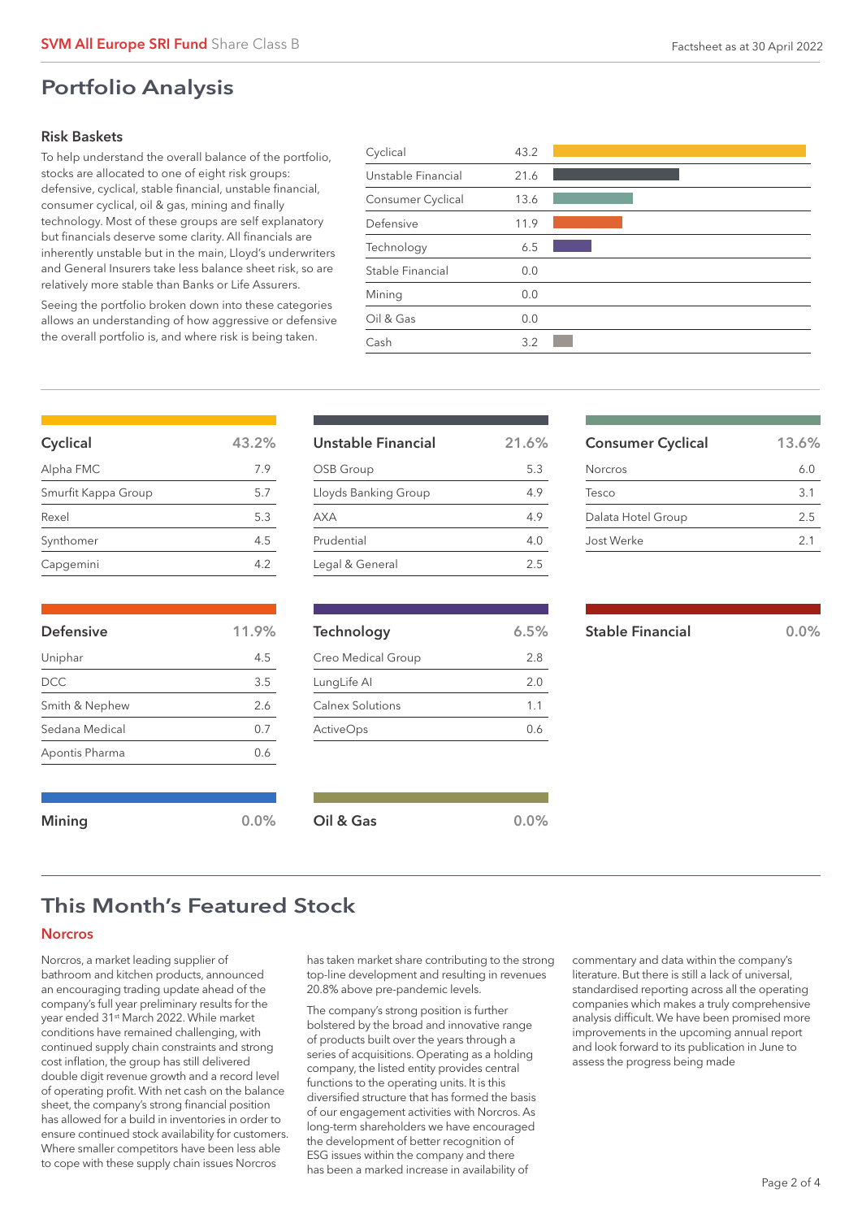## Portfolio Analysis

### Risk Baskets

To help understand the overall balance of the portfolio, stocks are allocated to one of eight risk groups: defensive, cyclical, stable financial, unstable financial, consumer cyclical, oil & gas, mining and finally technology. Most of these groups are self explanatory but financials deserve some clarity. All financials are inherently unstable but in the main, Lloyd's underwriters and General Insurers take less balance sheet risk, so are relatively more stable than Banks or Life Assurers.

Seeing the portfolio broken down into these categories allows an understanding of how aggressive or defensive the overall portfolio is, and where risk is being taken.

| Risk Basket | % |
|---|---|
| Cyclical | 43.2 |
| Unstable Financial | 21.6 |
| Consumer Cyclical | 13.6 |
| Defensive | 11.9 |
| Technology | 6.5 |
| Stable Financial | 0.0 |
| Mining | 0.0 |
| Oil & Gas | 0.0 |
| Cash | 3.2 |

| Cyclical | 43.2% |
|---|---|
| Alpha FMC | 7.9 |
| Smurfit Kappa Group | 5.7 |
| Rexel | 5.3 |
| Synthomer | 4.5 |
| Capgemini | 4.2 |

| Unstable Financial | 21.6% |
|---|---|
| OSB Group | 5.3 |
| Lloyds Banking Group | 4.9 |
| AXA | 4.9 |
| Prudential | 4.0 |
| Legal & General | 2.5 |

| Consumer Cyclical | 13.6% |
|---|---|
| Norcros | 6.0 |
| Tesco | 3.1 |
| Dalata Hotel Group | 2.5 |
| Jost Werke | 2.1 |

| Defensive | 11.9% |
|---|---|
| Uniphar | 4.5 |
| DCC | 3.5 |
| Smith & Nephew | 2.6 |
| Sedana Medical | 0.7 |
| Apontis Pharma | 0.6 |

| Technology | 6.5% |
|---|---|
| Creo Medical Group | 2.8 |
| LungLife AI | 2.0 |
| Calnex Solutions | 1.1 |
| ActiveOps | 0.6 |

**Stable Financial** 0.0%

**Mining** 0.0%

**Oil & Gas** 0.0%

## This Month's Featured Stock

### Norcros

Norcros, a market leading supplier of bathroom and kitchen products, announced an encouraging trading update ahead of the company's full year preliminary results for the year ended 31st March 2022. While market conditions have remained challenging, with continued supply chain constraints and strong cost inflation, the group has still delivered double digit revenue growth and a record level of operating profit. With net cash on the balance sheet, the company's strong financial position has allowed for a build in inventories in order to ensure continued stock availability for customers. Where smaller competitors have been less able to cope with these supply chain issues Norcros has taken market share contributing to the strong top-line development and resulting in revenues 20.8% above pre-pandemic levels.

The company's strong position is further bolstered by the broad and innovative range of products built over the years through a series of acquisitions. Operating as a holding company, the listed entity provides central functions to the operating units. It is this diversified structure that has formed the basis of our engagement activities with Norcros. As long-term shareholders we have encouraged the development of better recognition of ESG issues within the company and there has been a marked increase in availability of commentary and data within the company's literature. But there is still a lack of universal, standardised reporting across all the operating companies which makes a truly comprehensive analysis difficult. We have been promised more improvements in the upcoming annual report and look forward to its publication in June to assess the progress being made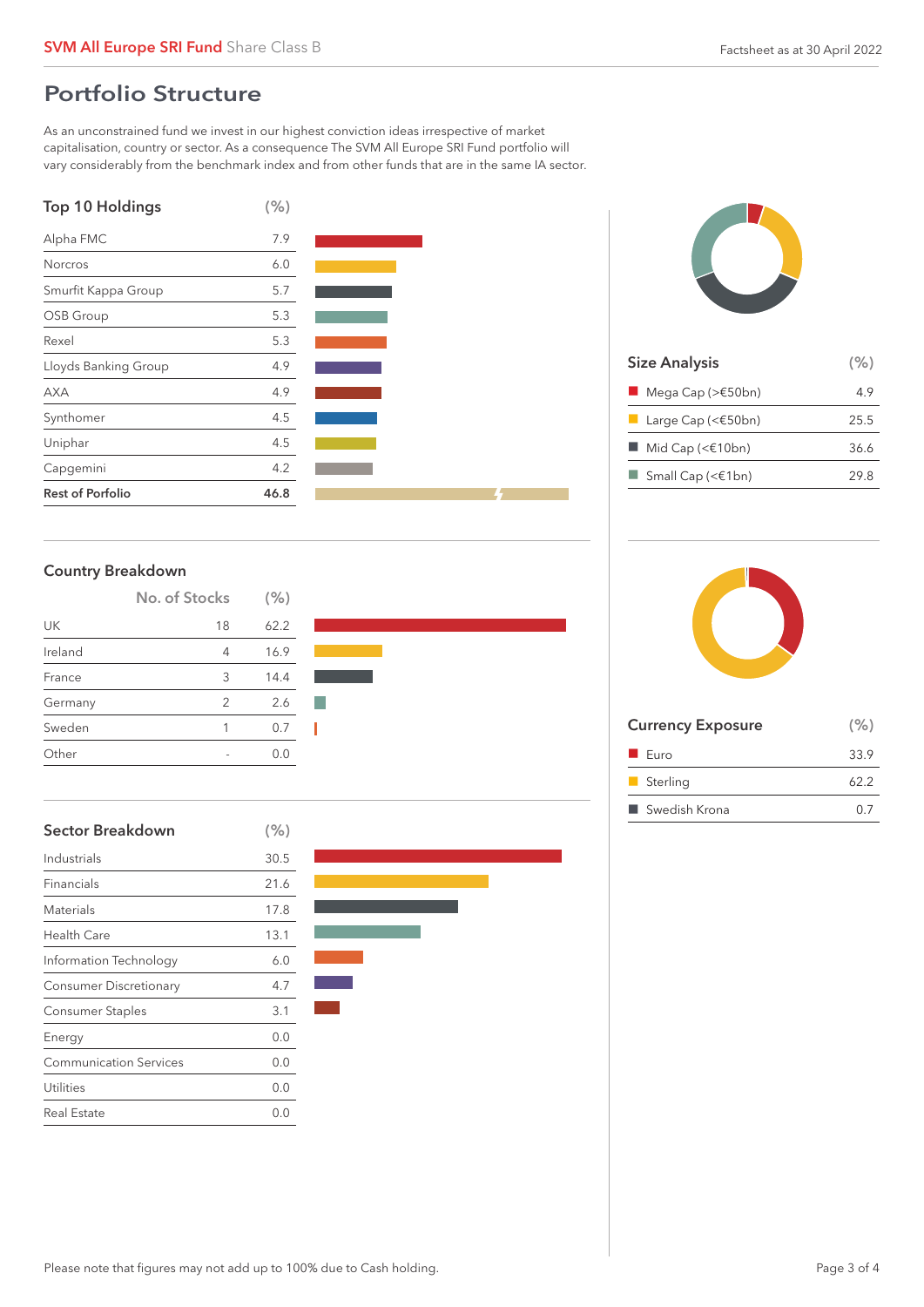## Portfolio Structure

As an unconstrained fund we invest in our highest conviction ideas irrespective of market capitalisation, country or sector. As a consequence The SVM All Europe SRI Fund portfolio will vary considerably from the benchmark index and from other funds that are in the same IA sector.

### Top 10 Holdings

| Top 10 Holdings | (%) |
|---|---|
| Alpha FMC | 7.9 |
| Norcros | 6.0 |
| Smurfit Kappa Group | 5.7 |
| OSB Group | 5.3 |
| Rexel | 5.3 |
| Lloyds Banking Group | 4.9 |
| AXA | 4.9 |
| Synthomer | 4.5 |
| Uniphar | 4.5 |
| Capgemini | 4.2 |
| **Rest of Porfolio** | **46.8** |

### Size Analysis

| Size Analysis | (%) |
|---|---|
| Mega Cap (>€50bn) | 4.9 |
| Large Cap (<€50bn) | 25.5 |
| Mid Cap (<€10bn) | 36.6 |
| Small Cap (<€1bn) | 29.8 |

### Country Breakdown

| | No. of Stocks | (%) |
|---|---|---|
| UK | 18 | 62.2 |
| Ireland | 4 | 16.9 |
| France | 3 | 14.4 |
| Germany | 2 | 2.6 |
| Sweden | 1 | 0.7 |
| Other | - | 0.0 |

### Currency Exposure

| Currency Exposure | (%) |
|---|---|
| Euro | 33.9 |
| Sterling | 62.2 |
| Swedish Krona | 0.7 |

### Sector Breakdown

| Sector Breakdown | (%) |
|---|---|
| Industrials | 30.5 |
| Financials | 21.6 |
| Materials | 17.8 |
| Health Care | 13.1 |
| Information Technology | 6.0 |
| Consumer Discretionary | 4.7 |
| Consumer Staples | 3.1 |
| Energy | 0.0 |
| Communication Services | 0.0 |
| Utilities | 0.0 |
| Real Estate | 0.0 |

Please note that figures may not add up to 100% due to Cash holding.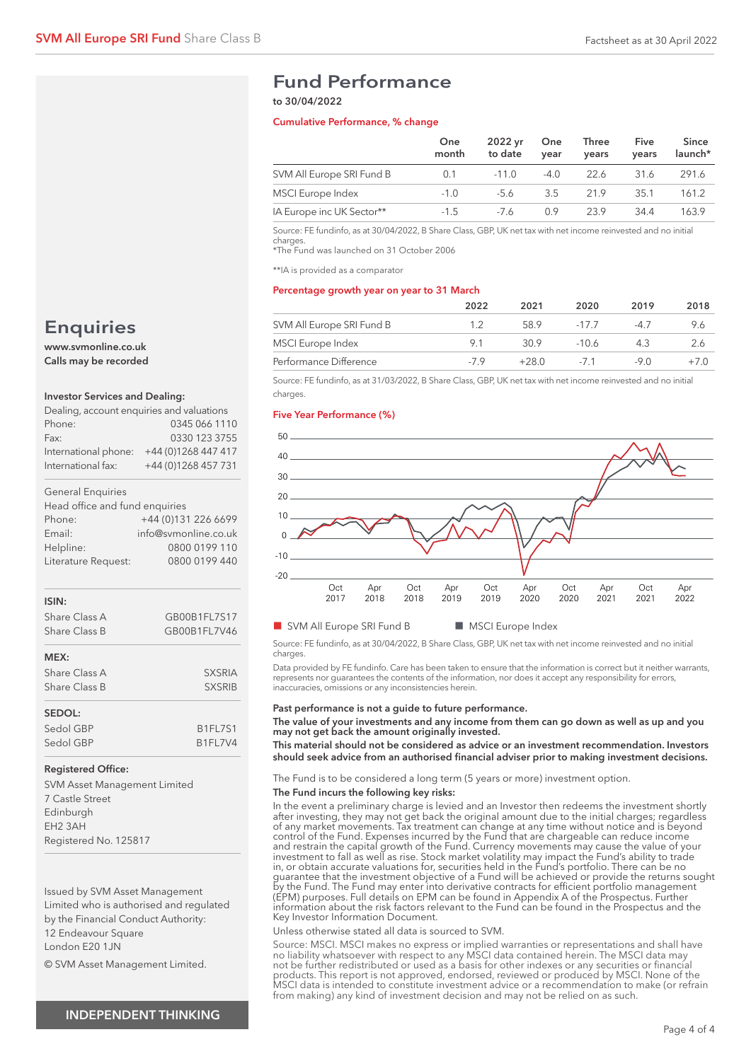# Fund Performance

**to 30/04/2022**

### Cumulative Performance, % change

| | One month | 2022 yr to date | One year | Three years | Five years | Since launch* |
|---|---|---|---|---|---|---|
| SVM All Europe SRI Fund B | 0.1 | -11.0 | -4.0 | 22.6 | 31.6 | 291.6 |
| MSCI Europe Index | -1.0 | -5.6 | 3.5 | 21.9 | 35.1 | 161.2 |
| IA Europe inc UK Sector** | -1.5 | -7.6 | 0.9 | 23.9 | 34.4 | 163.9 |

Source: FE fundinfo, as at 30/04/2022, B Share Class, GBP, UK net tax with net income reinvested and no initial charges.
*The Fund was launched on 31 October 2006

**IA is provided as a comparator

### Percentage growth year on year to 31 March

| | 2022 | 2021 | 2020 | 2019 | 2018 |
|---|---|---|---|---|---|
| SVM All Europe SRI Fund B | 1.2 | 58.9 | -17.7 | -4.7 | 9.6 |
| MSCI Europe Index | 9.1 | 30.9 | -10.6 | 4.3 | 2.6 |
| Performance Difference | -7.9 | +28.0 | -7.1 | -9.0 | +7.0 |

Source: FE fundinfo, as at 31/03/2022, B Share Class, GBP, UK net tax with net income reinvested and no initial charges.

### Five Year Performance (%)

50
40
30
20
10
0
-10
-20

Oct 2017, Apr 2018, Oct 2018, Apr 2019, Oct 2019, Apr 2020, Oct 2020, Apr 2021, Oct 2021, Apr 2022

SVM All Europe SRI Fund B   MSCI Europe Index

Source: FE fundinfo, as at 30/04/2022, B Share Class, GBP, UK net tax with net income reinvested and no initial charges.

Data provided by FE fundinfo. Care has been taken to ensure that the information is correct but it neither warrants, represents nor guarantees the contents of the information, nor does it accept any responsibility for errors, inaccuracies, omissions or any inconsistencies herein.

**Past performance is not a guide to future performance.**

**The value of your investments and any income from them can go down as well as up and you may not get back the amount originally invested.**

**This material should not be considered as advice or an investment recommendation. Investors should seek advice from an authorised financial adviser prior to making investment decisions.**

The Fund is to be considered a long term (5 years or more) investment option.

**The Fund incurs the following key risks:**

In the event a preliminary charge is levied and an Investor then redeems the investment shortly after investing, they may not get back the original amount due to the initial charges; regardless of any market movements. Tax treatment can change at any time without notice and is beyond control of the Fund. Expenses incurred by the Fund that are chargeable can reduce income and restrain the capital growth of the Fund. Currency movements may cause the value of your investment to fall as well as rise. Stock market volatility may impact the Fund's ability to trade in, or obtain accurate valuations for, securities held in the Fund's portfolio. There can be no guarantee that the investment objective of a Fund will be achieved or provide the returns sought by the Fund. The Fund may enter into derivative contracts for efficient portfolio management (EPM) purposes. Full details on EPM can be found in Appendix A of the Prospectus. Further information about the risk factors relevant to the Fund can be found in the Prospectus and the Key Investor Information Document.

Unless otherwise stated all data is sourced to SVM.

Source: MSCI. MSCI makes no express or implied warranties or representations and shall have no liability whatsoever with respect to any MSCI data contained herein. The MSCI data may not be further redistributed or used as a basis for other indexes or any securities or financial products. This report is not approved, endorsed, reviewed or produced by MSCI. None of the MSCI data is intended to constitute investment advice or a recommendation to make (or refrain from making) any kind of investment decision and may not be relied on as such.

# Enquiries

www.svmonline.co.uk
Calls may be recorded

**Investor Services and Dealing:**

Dealing, account enquiries and valuations

| | |
|---|---|
| Phone: | 0345 066 1110 |
| Fax: | 0330 123 3755 |
| International phone: | +44 (0)1268 447 417 |
| International fax: | +44 (0)1268 457 731 |

General Enquiries
Head office and fund enquiries

| | |
|---|---|
| Phone: | +44 (0)131 226 6699 |
| Email: | info@svmonline.co.uk |
| Helpline: | 0800 0199 110 |
| Literature Request: | 0800 0199 440 |

**ISIN:**

| | |
|---|---|
| Share Class A | GB00B1FL7S17 |
| Share Class B | GB00B1FL7V46 |

**MEX:**

| | |
|---|---|
| Share Class A | SXSRIA |
| Share Class B | SXSRIB |

**SEDOL:**

| | |
|---|---|
| Sedol GBP | B1FL7S1 |
| Sedol GBP | B1FL7V4 |

**Registered Office:**

SVM Asset Management Limited
7 Castle Street
Edinburgh
EH2 3AH
Registered No. 125817

Issued by SVM Asset Management Limited who is authorised and regulated by the Financial Conduct Authority:
12 Endeavour Square
London E20 1JN

© SVM Asset Management Limited.

**INDEPENDENT THINKING**